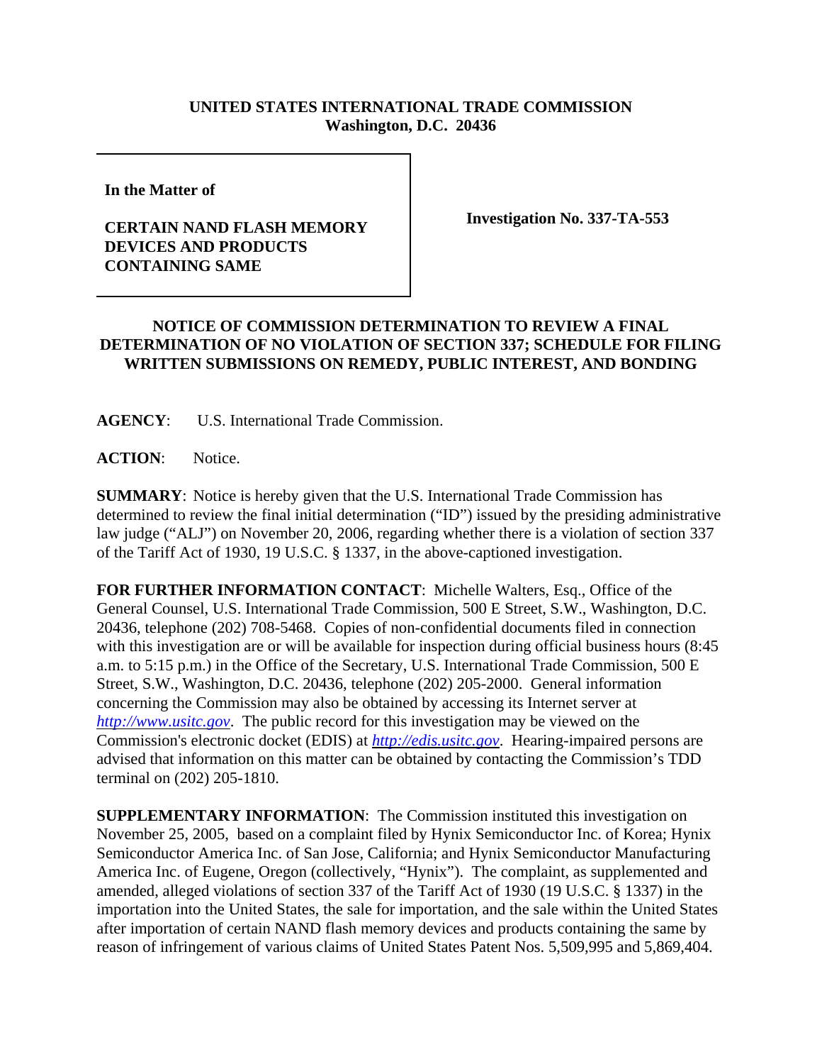**UNITED STATES INTERNATIONAL TRADE COMMISSION**
**Washington, D.C. 20436**

| **In the Matter of** <br><br> **CERTAIN NAND FLASH MEMORY DEVICES AND PRODUCTS CONTAINING SAME** | **Investigation No. 337-TA-553** |
|---|---|

**NOTICE OF COMMISSION DETERMINATION TO REVIEW A FINAL DETERMINATION OF NO VIOLATION OF SECTION 337; SCHEDULE FOR FILING WRITTEN SUBMISSIONS ON REMEDY, PUBLIC INTEREST, AND BONDING**

**AGENCY**: U.S. International Trade Commission.

**ACTION**: Notice.

**SUMMARY**: Notice is hereby given that the U.S. International Trade Commission has determined to review the final initial determination ("ID") issued by the presiding administrative law judge ("ALJ") on November 20, 2006, regarding whether there is a violation of section 337 of the Tariff Act of 1930, 19 U.S.C. § 1337, in the above-captioned investigation.

**FOR FURTHER INFORMATION CONTACT**: Michelle Walters, Esq., Office of the General Counsel, U.S. International Trade Commission, 500 E Street, S.W., Washington, D.C. 20436, telephone (202) 708-5468. Copies of non-confidential documents filed in connection with this investigation are or will be available for inspection during official business hours (8:45 a.m. to 5:15 p.m.) in the Office of the Secretary, U.S. International Trade Commission, 500 E Street, S.W., Washington, D.C. 20436, telephone (202) 205-2000. General information concerning the Commission may also be obtained by accessing its Internet server at *http://www.usitc.gov*. The public record for this investigation may be viewed on the Commission's electronic docket (EDIS) at *http://edis.usitc.gov*. Hearing-impaired persons are advised that information on this matter can be obtained by contacting the Commission's TDD terminal on (202) 205-1810.

**SUPPLEMENTARY INFORMATION**: The Commission instituted this investigation on November 25, 2005, based on a complaint filed by Hynix Semiconductor Inc. of Korea; Hynix Semiconductor America Inc. of San Jose, California; and Hynix Semiconductor Manufacturing America Inc. of Eugene, Oregon (collectively, "Hynix"). The complaint, as supplemented and amended, alleged violations of section 337 of the Tariff Act of 1930 (19 U.S.C. § 1337) in the importation into the United States, the sale for importation, and the sale within the United States after importation of certain NAND flash memory devices and products containing the same by reason of infringement of various claims of United States Patent Nos. 5,509,995 and 5,869,404.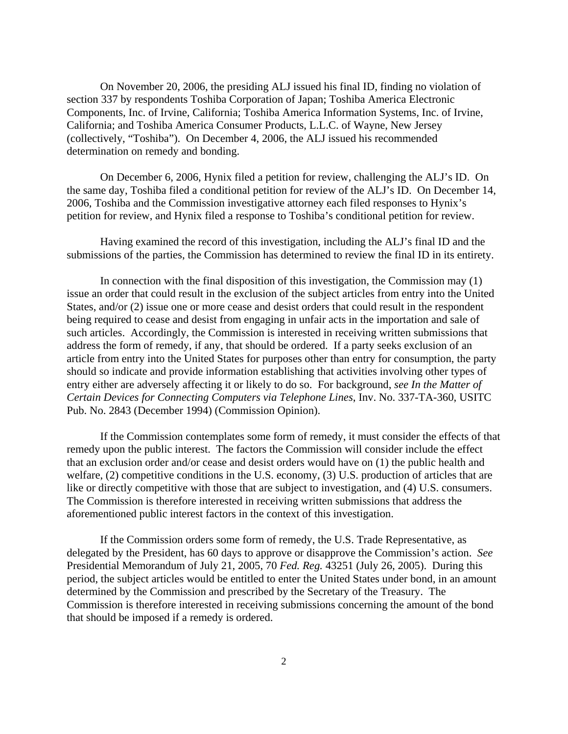On November 20, 2006, the presiding ALJ issued his final ID, finding no violation of section 337 by respondents Toshiba Corporation of Japan; Toshiba America Electronic Components, Inc. of Irvine, California; Toshiba America Information Systems, Inc. of Irvine, California; and Toshiba America Consumer Products, L.L.C. of Wayne, New Jersey (collectively, "Toshiba"). On December 4, 2006, the ALJ issued his recommended determination on remedy and bonding.

On December 6, 2006, Hynix filed a petition for review, challenging the ALJ's ID. On the same day, Toshiba filed a conditional petition for review of the ALJ's ID. On December 14, 2006, Toshiba and the Commission investigative attorney each filed responses to Hynix's petition for review, and Hynix filed a response to Toshiba's conditional petition for review.

Having examined the record of this investigation, including the ALJ's final ID and the submissions of the parties, the Commission has determined to review the final ID in its entirety.

In connection with the final disposition of this investigation, the Commission may (1) issue an order that could result in the exclusion of the subject articles from entry into the United States, and/or (2) issue one or more cease and desist orders that could result in the respondent being required to cease and desist from engaging in unfair acts in the importation and sale of such articles. Accordingly, the Commission is interested in receiving written submissions that address the form of remedy, if any, that should be ordered. If a party seeks exclusion of an article from entry into the United States for purposes other than entry for consumption, the party should so indicate and provide information establishing that activities involving other types of entry either are adversely affecting it or likely to do so. For background, *see In the Matter of Certain Devices for Connecting Computers via Telephone Lines*, Inv. No. 337-TA-360, USITC Pub. No. 2843 (December 1994) (Commission Opinion).

If the Commission contemplates some form of remedy, it must consider the effects of that remedy upon the public interest. The factors the Commission will consider include the effect that an exclusion order and/or cease and desist orders would have on (1) the public health and welfare, (2) competitive conditions in the U.S. economy, (3) U.S. production of articles that are like or directly competitive with those that are subject to investigation, and (4) U.S. consumers. The Commission is therefore interested in receiving written submissions that address the aforementioned public interest factors in the context of this investigation.

If the Commission orders some form of remedy, the U.S. Trade Representative, as delegated by the President, has 60 days to approve or disapprove the Commission's action. *See* Presidential Memorandum of July 21, 2005, 70 *Fed. Reg.* 43251 (July 26, 2005). During this period, the subject articles would be entitled to enter the United States under bond, in an amount determined by the Commission and prescribed by the Secretary of the Treasury. The Commission is therefore interested in receiving submissions concerning the amount of the bond that should be imposed if a remedy is ordered.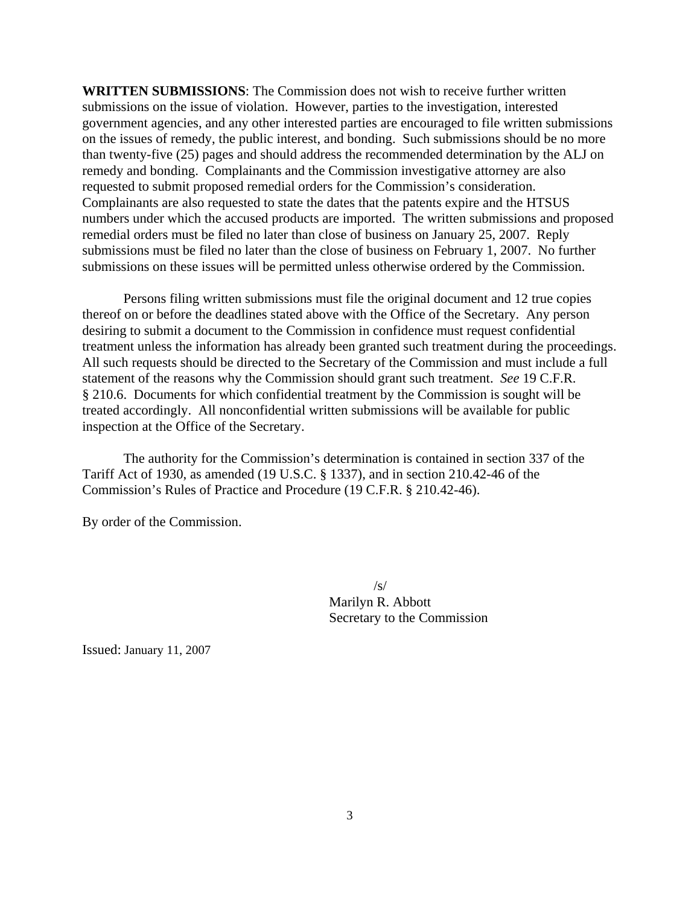**WRITTEN SUBMISSIONS**: The Commission does not wish to receive further written submissions on the issue of violation. However, parties to the investigation, interested government agencies, and any other interested parties are encouraged to file written submissions on the issues of remedy, the public interest, and bonding. Such submissions should be no more than twenty-five (25) pages and should address the recommended determination by the ALJ on remedy and bonding. Complainants and the Commission investigative attorney are also requested to submit proposed remedial orders for the Commission's consideration. Complainants are also requested to state the dates that the patents expire and the HTSUS numbers under which the accused products are imported. The written submissions and proposed remedial orders must be filed no later than close of business on January 25, 2007. Reply submissions must be filed no later than the close of business on February 1, 2007. No further submissions on these issues will be permitted unless otherwise ordered by the Commission.

Persons filing written submissions must file the original document and 12 true copies thereof on or before the deadlines stated above with the Office of the Secretary. Any person desiring to submit a document to the Commission in confidence must request confidential treatment unless the information has already been granted such treatment during the proceedings. All such requests should be directed to the Secretary of the Commission and must include a full statement of the reasons why the Commission should grant such treatment. *See* 19 C.F.R. § 210.6. Documents for which confidential treatment by the Commission is sought will be treated accordingly. All nonconfidential written submissions will be available for public inspection at the Office of the Secretary.

The authority for the Commission's determination is contained in section 337 of the Tariff Act of 1930, as amended (19 U.S.C. § 1337), and in section 210.42-46 of the Commission's Rules of Practice and Procedure (19 C.F.R. § 210.42-46).

By order of the Commission.

/s/
Marilyn R. Abbott
Secretary to the Commission

Issued: January 11, 2007